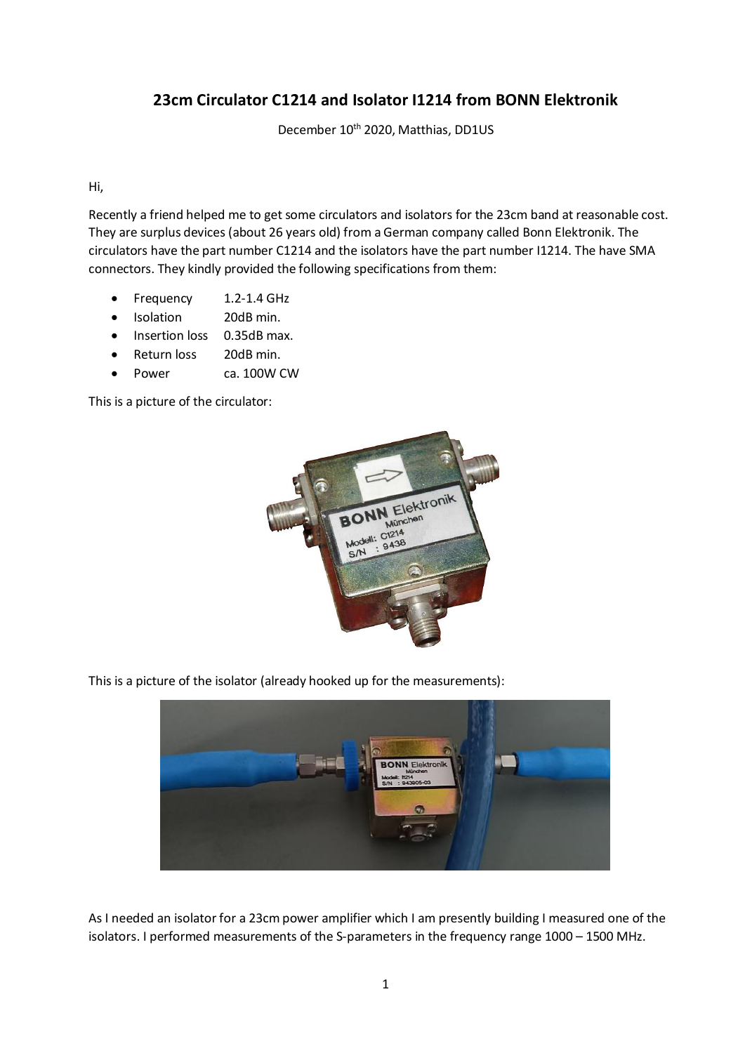# 23cm Circulator C1214 and Isolator I1214 from BONN Elektronik

December 10th 2020, Matthias, DD1US

Hi,

Recently a friend helped me to get some circulators and isolators for the 23cm band at reasonable cost. They are surplus devices (about 26 years old) from a German company called Bonn Elektronik. The circulators have the part number C1214 and the isolators have the part number I1214. The have SMA connectors. They kindly provided the following specifications from them:

- Frequency 1.2-1.4 GHz
- Isolation 20dB min.
- Insertion loss 0.35dB max.
- Return loss 20dB min.
- Power ca. 100W CW

This is a picture of the circulator:

This is a picture of the isolator (already hooked up for the measurements):

As I needed an isolator for a 23cm power amplifier which I am presently building I measured one of the isolators. I performed measurements of the S-parameters in the frequency range 1000 – 1500 MHz.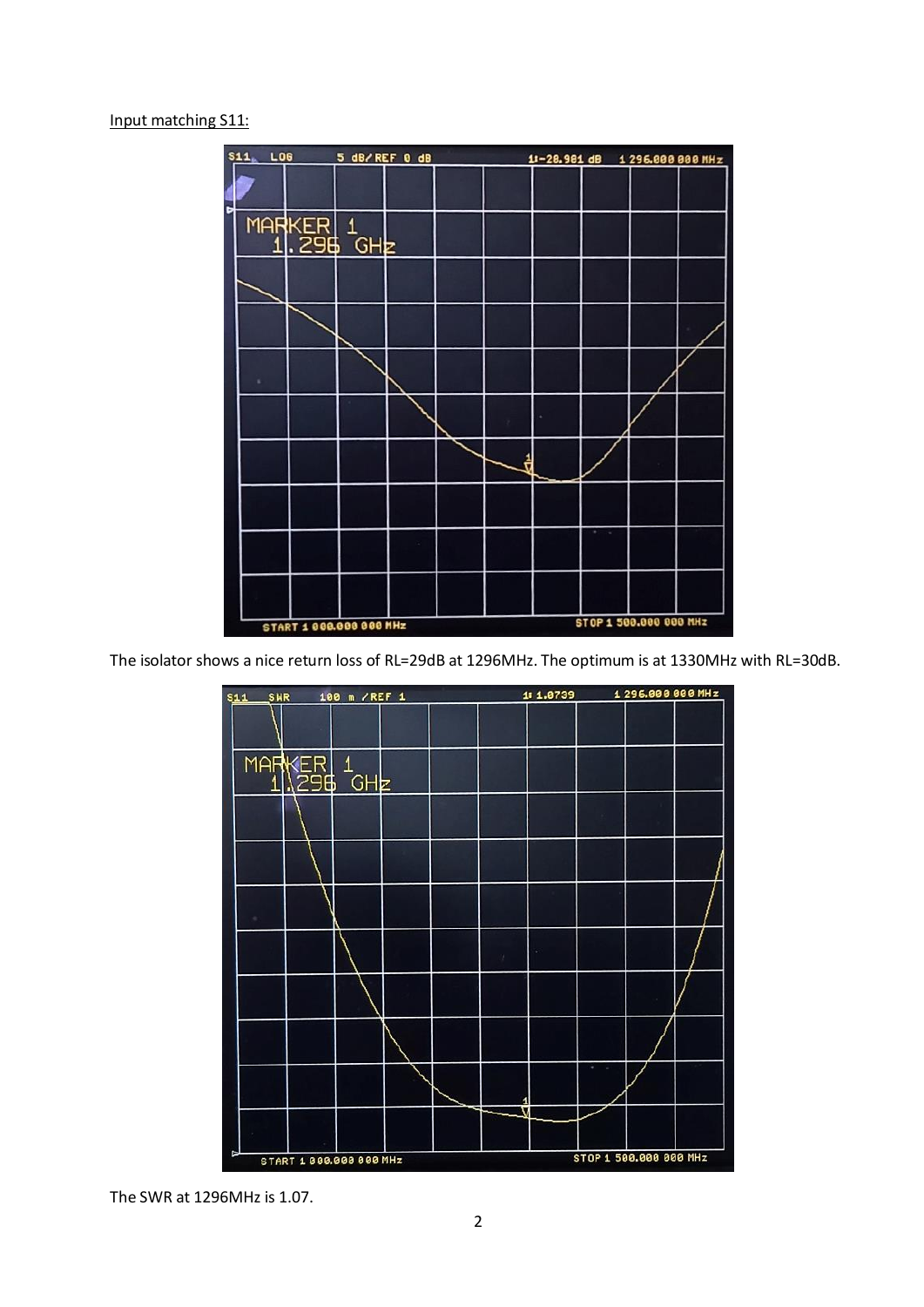Input matching S11:

The isolator shows a nice return loss of RL=29dB at 1296MHz. The optimum is at 1330MHz with RL=30dB.

The SWR at 1296MHz is 1.07.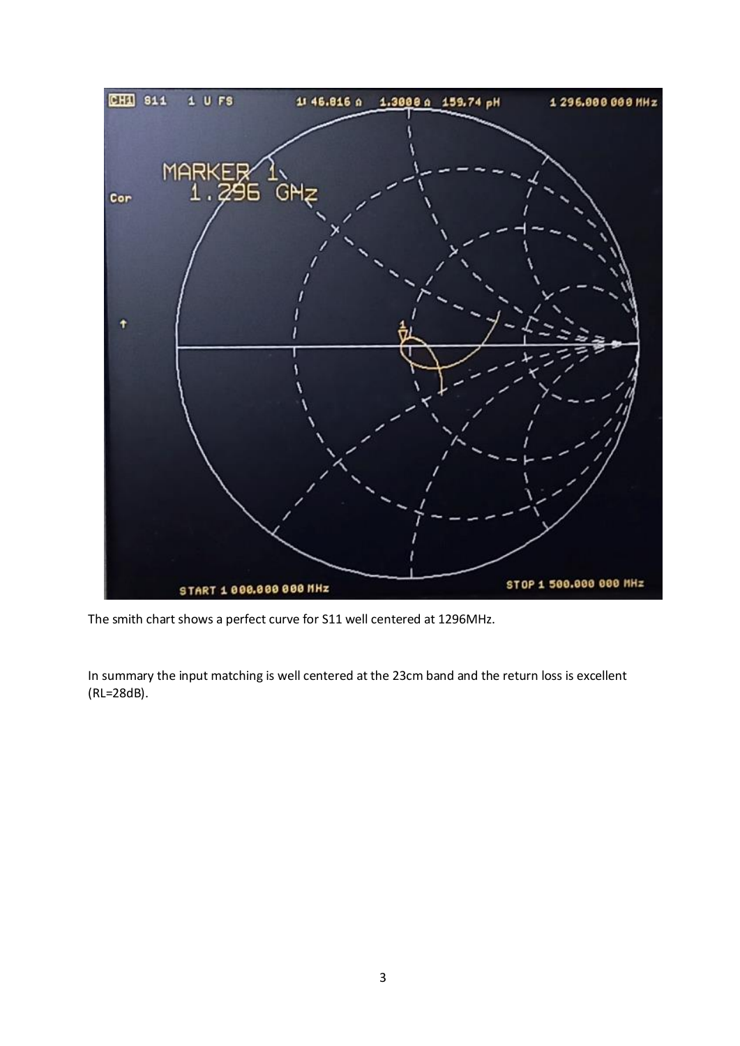The smith chart shows a perfect curve for S11 well centered at 1296MHz.

In summary the input matching is well centered at the 23cm band and the return loss is excellent (RL=28dB).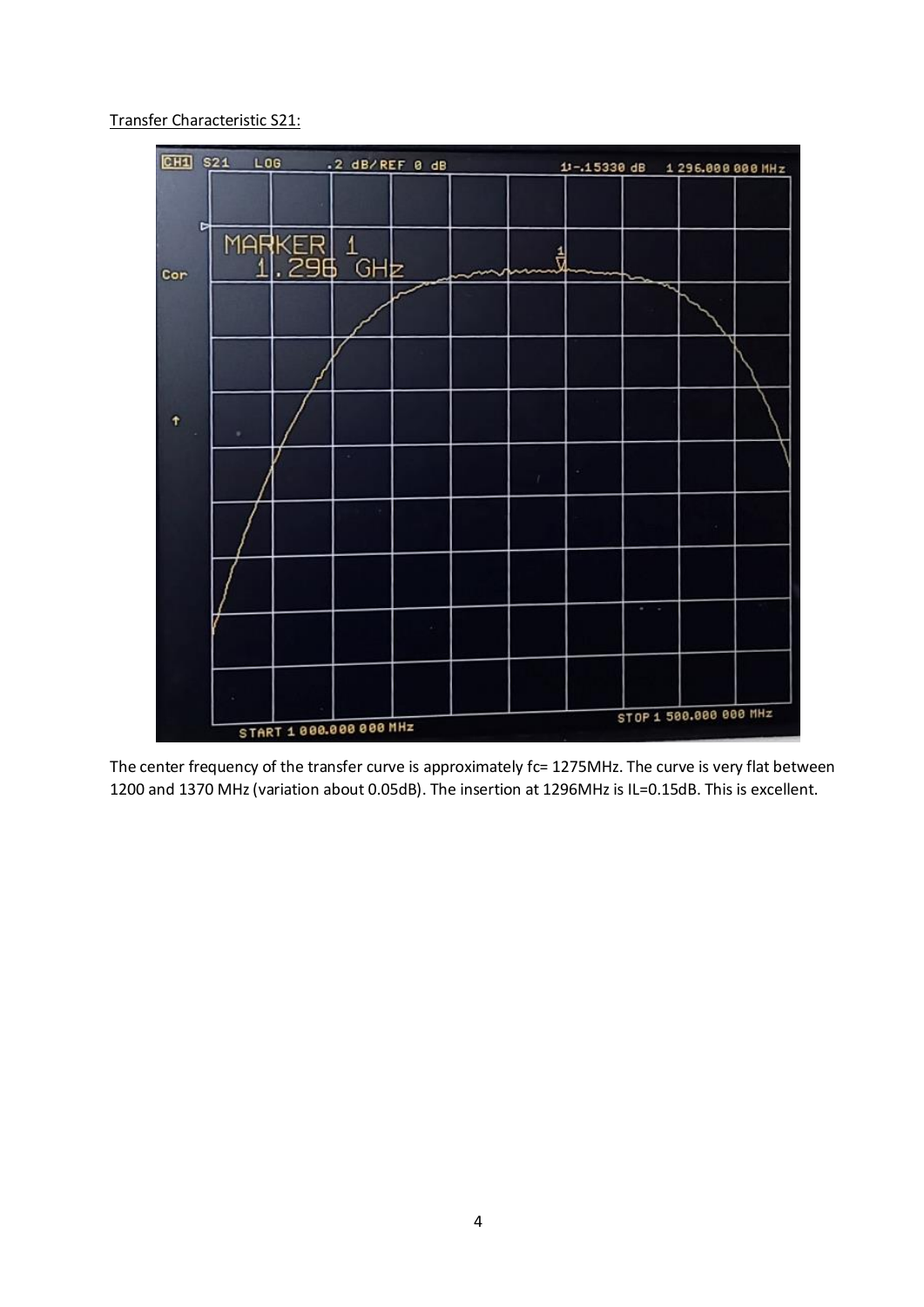Transfer Characteristic S21:

The center frequency of the transfer curve is approximately fc= 1275MHz. The curve is very flat between 1200 and 1370 MHz (variation about 0.05dB). The insertion at 1296MHz is IL=0.15dB. This is excellent.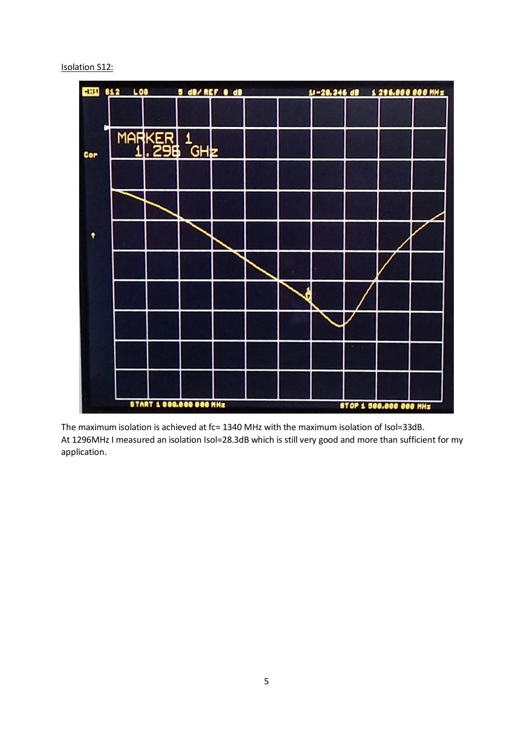Isolation S12:

The maximum isolation is achieved at fc= 1340 MHz with the maximum isolation of Isol=33dB.
At 1296MHz I measured an isolation Isol=28.3dB which is still very good and more than sufficient for my application.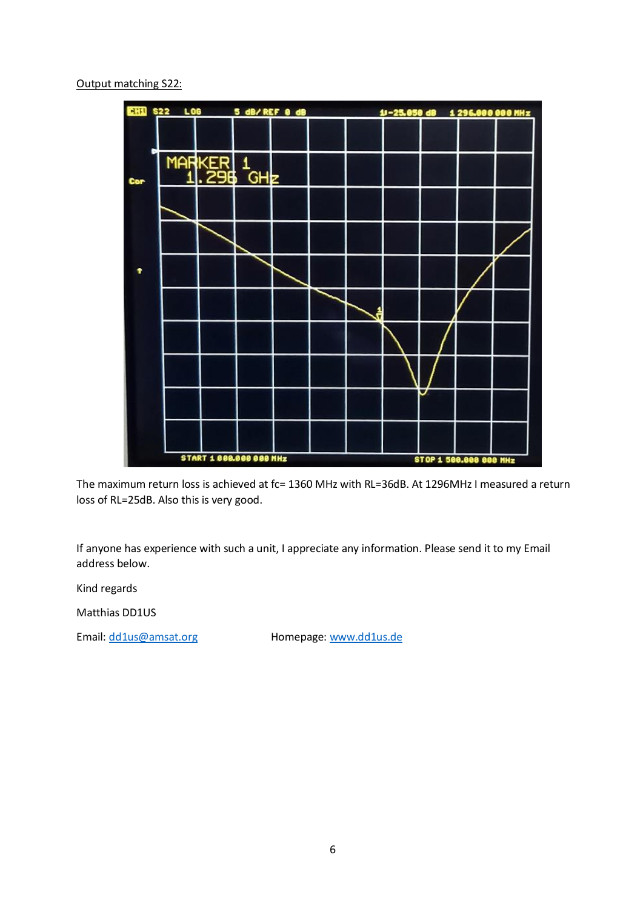Output matching S22:

CH1 S22 LOG 5 dB/ REF 0 dB 1▽-25.050 dB 1 296.000 000 MHz

Cor

MARKER 1
1.296 GHz

START 1 000.000 000 MHz STOP 1 500.000 000 MHz

The maximum return loss is achieved at fc= 1360 MHz with RL=36dB. At 1296MHz I measured a return loss of RL=25dB. Also this is very good.

If anyone has experience with such a unit, I appreciate any information. Please send it to my Email address below.

Kind regards

Matthias DD1US

Email: [dd1us@amsat.org](mailto:dd1us@amsat.org) Homepage: [www.dd1us.de](http://www.dd1us.de)